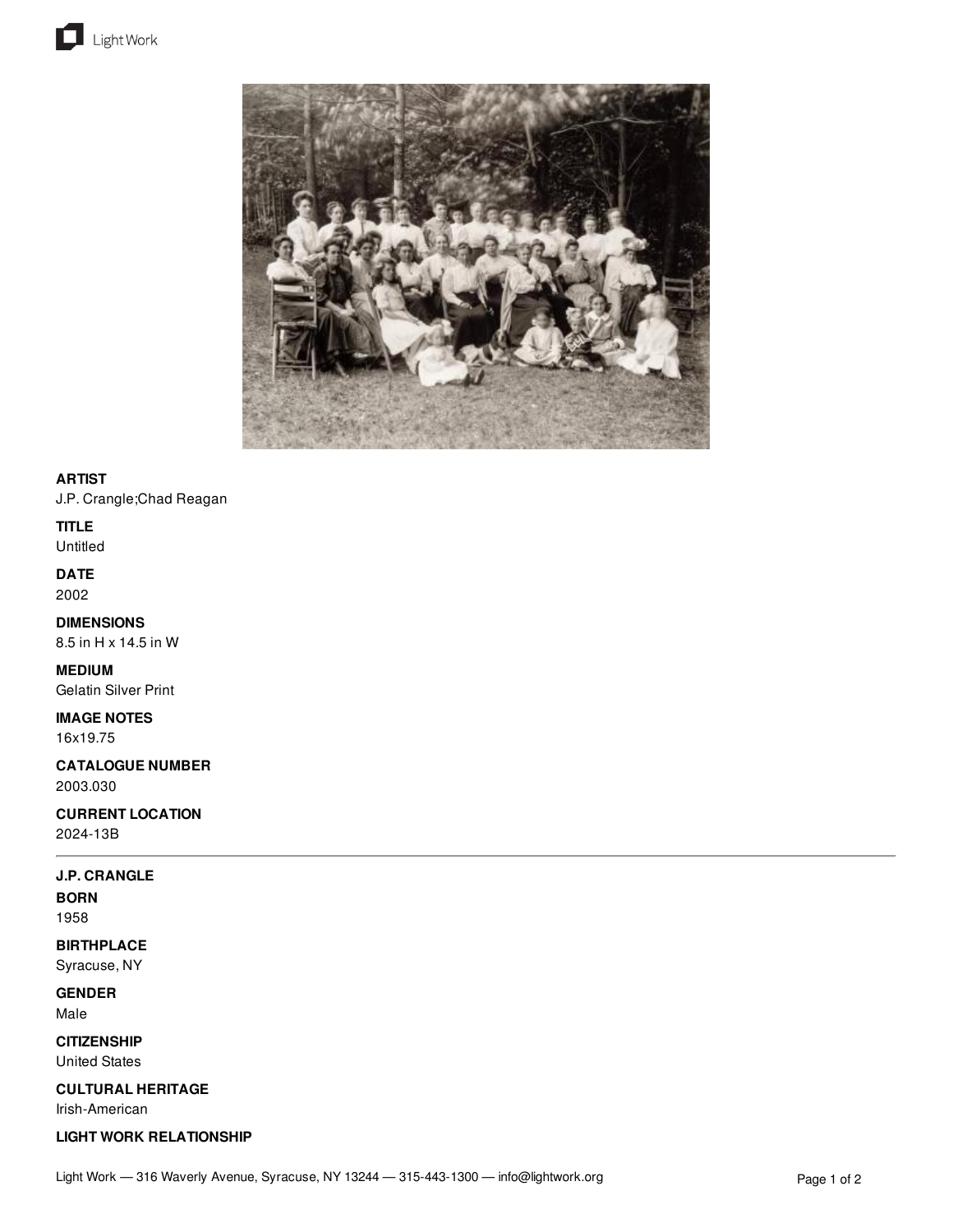**ARTIST**
J.P. Crangle;Chad Reagan

**TITLE**
Untitled

**DATE**
2002

**DIMENSIONS**
8.5 in H x 14.5 in W

**MEDIUM**
Gelatin Silver Print

**IMAGE NOTES**
16x19.75

**CATALOGUE NUMBER**
2003.030

**CURRENT LOCATION**
2024-13B

---

**J.P. CRANGLE**

**BORN**
1958

**BIRTHPLACE**
Syracuse, NY

**GENDER**
Male

**CITIZENSHIP**
United States

**CULTURAL HERITAGE**
Irish-American

**LIGHT WORK RELATIONSHIP**

Light Work — 316 Waverly Avenue, Syracuse, NY 13244 — 315-443-1300 — info@lightwork.org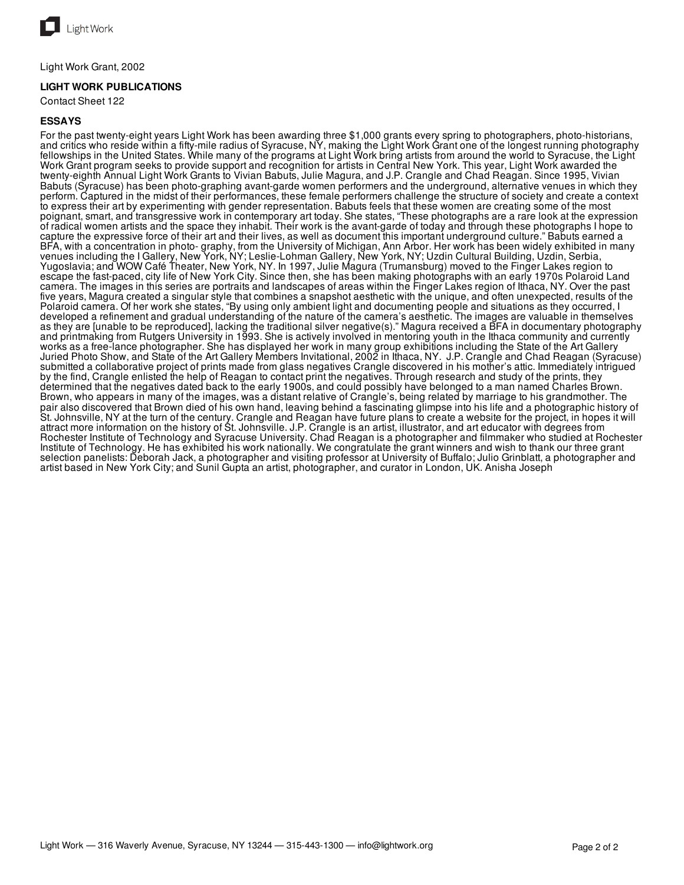Light Work Grant, 2002

**LIGHT WORK PUBLICATIONS**

Contact Sheet 122

**ESSAYS**

For the past twenty-eight years Light Work has been awarding three $1,000 grants every spring to photographers, photo-historians, and critics who reside within a fifty-mile radius of Syracuse, NY, making the Light Work Grant one of the longest running photography fellowships in the United States. While many of the programs at Light Work bring artists from around the world to Syracuse, the Light Work Grant program seeks to provide support and recognition for artists in Central New York. This year, Light Work awarded the twenty-eighth Annual Light Work Grants to Vivian Babuts, Julie Magura, and J.P. Crangle and Chad Reagan. Since 1995, Vivian Babuts (Syracuse) has been photo-graphing avant-garde women performers and the underground, alternative venues in which they perform. Captured in the midst of their performances, these female performers challenge the structure of society and create a context to express their art by experimenting with gender representation. Babuts feels that these women are creating some of the most poignant, smart, and transgressive work in contemporary art today. She states, “These photographs are a rare look at the expression of radical women artists and the space they inhabit. Their work is the avant-garde of today and through these photographs I hope to capture the expressive force of their art and their lives, as well as document this important underground culture.” Babuts earned a BFA, with a concentration in photo- graphy, from the University of Michigan, Ann Arbor. Her work has been widely exhibited in many venues including the I Gallery, New York, NY; Leslie-Lohman Gallery, New York, NY; Uzdin Cultural Building, Uzdin, Serbia, Yugoslavia; and WOW Café Theater, New York, NY. In 1997, Julie Magura (Trumansburg) moved to the Finger Lakes region to escape the fast-paced, city life of New York City. Since then, she has been making photographs with an early 1970s Polaroid Land camera. The images in this series are portraits and landscapes of areas within the Finger Lakes region of Ithaca, NY. Over the past five years, Magura created a singular style that combines a snapshot aesthetic with the unique, and often unexpected, results of the Polaroid camera. Of her work she states, “By using only ambient light and documenting people and situations as they occurred, I developed a refinement and gradual understanding of the nature of the camera’s aesthetic. The images are valuable in themselves as they are [unable to be reproduced], lacking the traditional silver negative(s).” Magura received a BFA in documentary photography and printmaking from Rutgers University in 1993. She is actively involved in mentoring youth in the Ithaca community and currently works as a free-lance photographer. She has displayed her work in many group exhibitions including the State of the Art Gallery Juried Photo Show, and State of the Art Gallery Members Invitational, 2002 in Ithaca, NY. J.P. Crangle and Chad Reagan (Syracuse) submitted a collaborative project of prints made from glass negatives Crangle discovered in his mother’s attic. Immediately intrigued by the find, Crangle enlisted the help of Reagan to contact print the negatives. Through research and study of the prints, they determined that the negatives dated back to the early 1900s, and could possibly have belonged to a man named Charles Brown. Brown, who appears in many of the images, was a distant relative of Crangle’s, being related by marriage to his grandmother. The pair also discovered that Brown died of his own hand, leaving behind a fascinating glimpse into his life and a photographic history of St. Johnsville, NY at the turn of the century. Crangle and Reagan have future plans to create a website for the project, in hopes it will attract more information on the history of St. Johnsville. J.P. Crangle is an artist, illustrator, and art educator with degrees from Rochester Institute of Technology and Syracuse University. Chad Reagan is a photographer and filmmaker who studied at Rochester Institute of Technology. He has exhibited his work nationally. We congratulate the grant winners and wish to thank our three grant selection panelists: Deborah Jack, a photographer and visiting professor at University of Buffalo; Julio Grinblatt, a photographer and artist based in New York City; and Sunil Gupta an artist, photographer, and curator in London, UK. Anisha Joseph